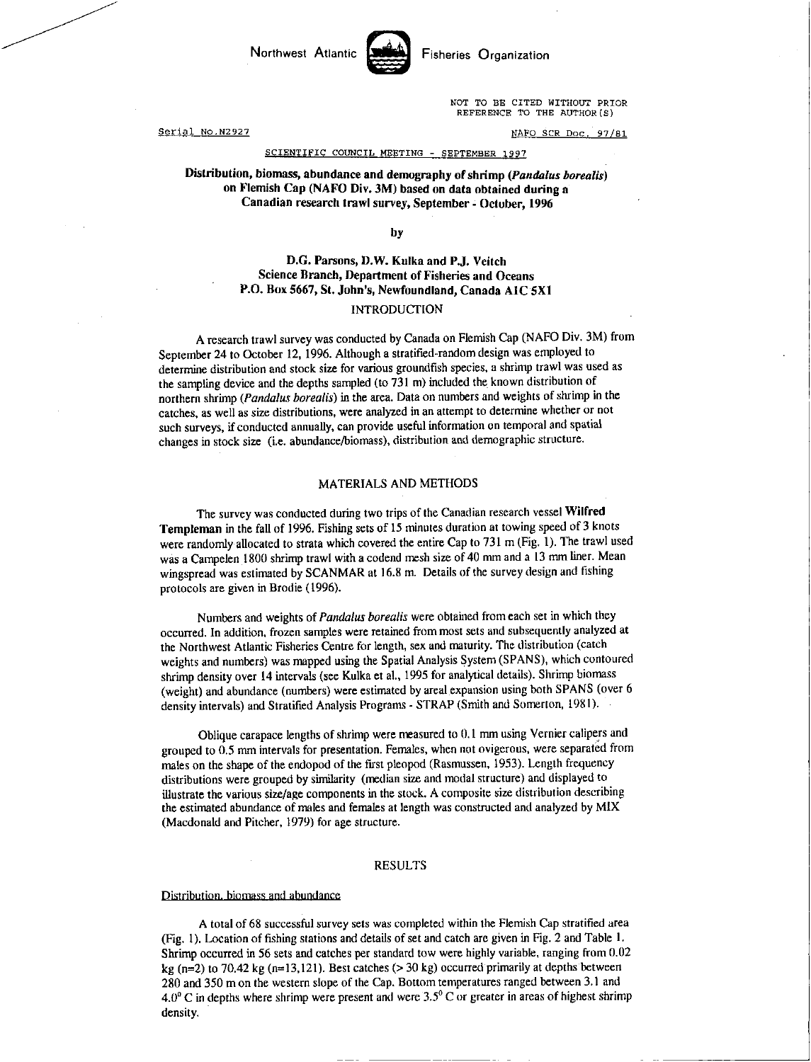Northwest Atlantic Fisheries Organization

NOT TO BE CITED WITHOUT PRIOR REFERENCE TO THE AUTHOR(S)

Serial No. N2927

NAFO SCR Doc. 97/81

SCIENTIFIC COUNCIL MEETING - SEPTEMBER 1997

# Distribution, biomass, abundance and demography of shrimp (*Pandalus borealis*) on Flemish Cap (NAFO Div. 3M) based on data obtained during a Canadian research trawl survey, September - October, 1996

by

**D.G. Parsons, D.W. Kulka and P.J. Veitch**
**Science Branch, Department of Fisheries and Oceans**
**P.O. Box 5667, St. John's, Newfoundland, Canada A1C 5X1**

## INTRODUCTION

A research trawl survey was conducted by Canada on Flemish Cap (NAFO Div. 3M) from September 24 to October 12, 1996. Although a stratified-random design was employed to determine distribution and stock size for various groundfish species, a shrimp trawl was used as the sampling device and the depths sampled (to 731 m) included the known distribution of northern shrimp (*Pandalus borealis*) in the area. Data on numbers and weights of shrimp in the catches, as well as size distributions, were analyzed in an attempt to determine whether or not such surveys, if conducted annually, can provide useful information on temporal and spatial changes in stock size (i.e. abundance/biomass), distribution and demographic structure.

## MATERIALS AND METHODS

The survey was conducted during two trips of the Canadian research vessel **Wilfred Templeman** in the fall of 1996. Fishing sets of 15 minutes duration at towing speed of 3 knots were randomly allocated to strata which covered the entire Cap to 731 m (Fig. 1). The trawl used was a Campelen 1800 shrimp trawl with a codend mesh size of 40 mm and a 13 mm liner. Mean wingspread was estimated by SCANMAR at 16.8 m. Details of the survey design and fishing protocols are given in Brodie (1996).

Numbers and weights of *Pandalus borealis* were obtained from each set in which they occurred. In addition, frozen samples were retained from most sets and subsequently analyzed at the Northwest Atlantic Fisheries Centre for length, sex and maturity. The distribution (catch weights and numbers) was mapped using the Spatial Analysis System (SPANS), which contoured shrimp density over 14 intervals (see Kulka et al., 1995 for analytical details). Shrimp biomass (weight) and abundance (numbers) were estimated by areal expansion using both SPANS (over 6 density intervals) and Stratified Analysis Programs - STRAP (Smith and Somerton, 1981).

Oblique carapace lengths of shrimp were measured to 0.1 mm using Vernier calipers and grouped to 0.5 mm intervals for presentation. Females, when not ovigerous, were separated from males on the shape of the endopod of the first pleopod (Rasmussen, 1953). Length frequency distributions were grouped by similarity (median size and modal structure) and displayed to illustrate the various size/age components in the stock. A composite size distribution describing the estimated abundance of males and females at length was constructed and analyzed by MIX (Macdonald and Pitcher, 1979) for age structure.

## RESULTS

### Distribution, biomass and abundance

A total of 68 successful survey sets was completed within the Flemish Cap stratified area (Fig. 1). Location of fishing stations and details of set and catch are given in Fig. 2 and Table 1. Shrimp occurred in 56 sets and catches per standard tow were highly variable, ranging from 0.02 kg (n=2) to 70.42 kg (n=13,121). Best catches (> 30 kg) occurred primarily at depths between 280 and 350 m on the western slope of the Cap. Bottom temperatures ranged between 3.1 and 4.0° C in depths where shrimp were present and were 3.5° C or greater in areas of highest shrimp density.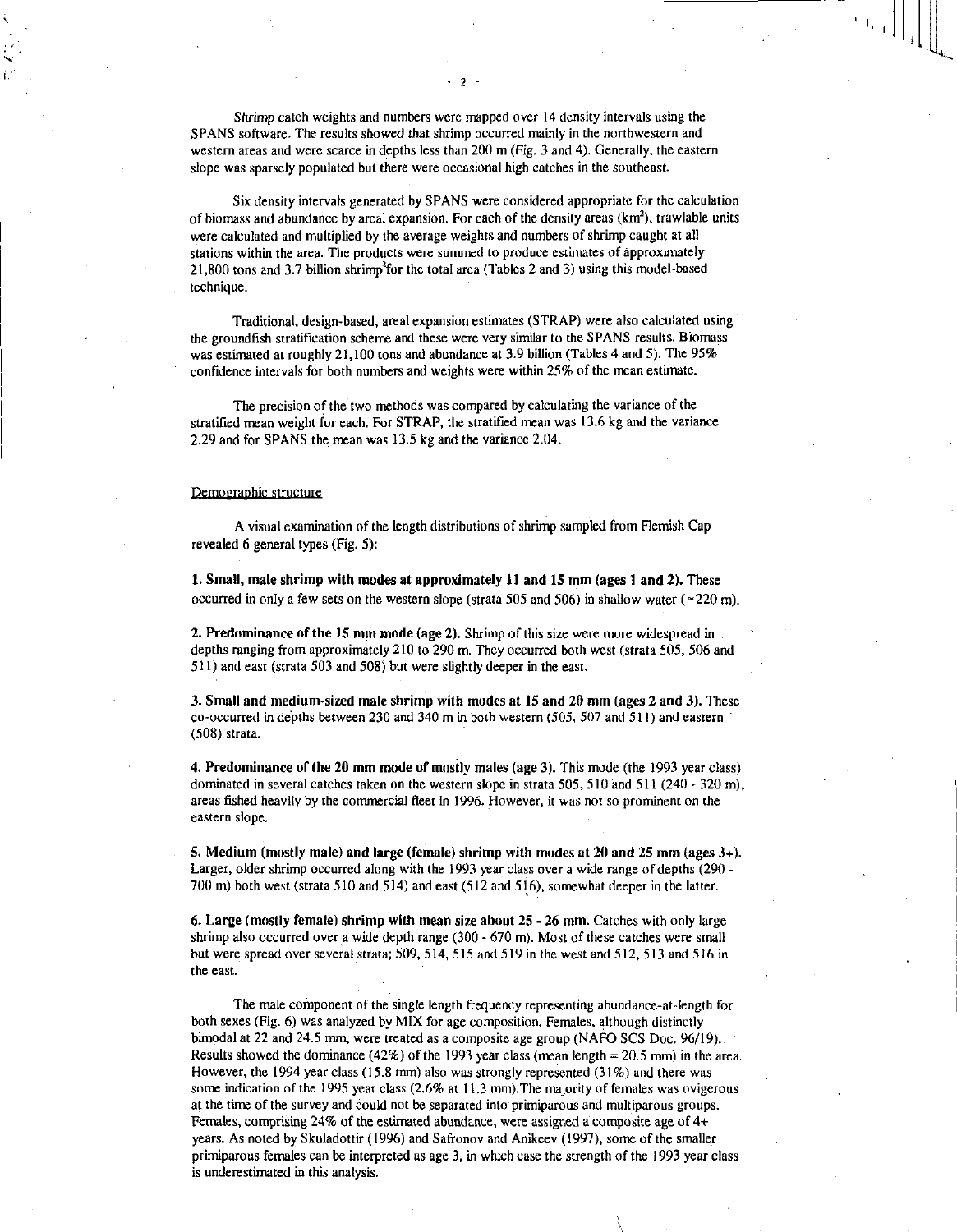Shrimp catch weights and numbers were mapped over 14 density intervals using the SPANS software. The results showed that shrimp occurred mainly in the northwestern and western areas and were scarce in depths less than 200 m (Fig. 3 and 4). Generally, the eastern slope was sparsely populated but there were occasional high catches in the southeast.

Six density intervals generated by SPANS were considered appropriate for the calculation of biomass and abundance by areal expansion. For each of the density areas (km$^2$), trawlable units were calculated and multiplied by the average weights and numbers of shrimp caught at all stations within the area. The products were summed to produce estimates of approximately 21,800 tons and 3.7 billion shrimp[2] for the total area (Tables 2 and 3) using this model-based technique.

Traditional, design-based, areal expansion estimates (STRAP) were also calculated using the groundfish stratification scheme and these were very similar to the SPANS results. Biomass was estimated at roughly 21,100 tons and abundance at 3.9 billion (Tables 4 and 5). The 95% confidence intervals for both numbers and weights were within 25% of the mean estimate.

The precision of the two methods was compared by calculating the variance of the stratified mean weight for each. For STRAP, the stratified mean was 13.6 kg and the variance 2.29 and for SPANS the mean was 13.5 kg and the variance 2.04.

## Demographic structure

A visual examination of the length distributions of shrimp sampled from Flemish Cap revealed 6 general types (Fig. 5):

**1. Small, male shrimp with modes at approximately 11 and 15 mm (ages 1 and 2).** These occurred in only a few sets on the western slope (strata 505 and 506) in shallow water (≈220 m).

**2. Predominance of the 15 mm mode (age 2).** Shrimp of this size were more widespread in depths ranging from approximately 210 to 290 m. They occurred both west (strata 505, 506 and 511) and east (strata 503 and 508) but were slightly deeper in the east.

**3. Small and medium-sized male shrimp with modes at 15 and 20 mm (ages 2 and 3).** These co-occurred in depths between 230 and 340 m in both western (505, 507 and 511) and eastern (508) strata.

**4. Predominance of the 20 mm mode of mostly males (age 3).** This mode (the 1993 year class) dominated in several catches taken on the western slope in strata 505, 510 and 511 (240 - 320 m), areas fished heavily by the commercial fleet in 1996. However, it was not so prominent on the eastern slope.

**5. Medium (mostly male) and large (female) shrimp with modes at 20 and 25 mm (ages 3+).** Larger, older shrimp occurred along with the 1993 year class over a wide range of depths (290 - 700 m) both west (strata 510 and 514) and east (512 and 516), somewhat deeper in the latter.

**6. Large (mostly female) shrimp with mean size about 25 - 26 mm.** Catches with only large shrimp also occurred over a wide depth range (300 - 670 m). Most of these catches were small but were spread over several strata; 509, 514, 515 and 519 in the west and 512, 513 and 516 in the east.

The male component of the single length frequency representing abundance-at-length for both sexes (Fig. 6) was analyzed by MIX for age composition. Females, although distinctly bimodal at 22 and 24.5 mm, were treated as a composite age group (NAFO SCS Doc. 96/19). Results showed the dominance (42%) of the 1993 year class (mean length = 20.5 mm) in the area. However, the 1994 year class (15.8 mm) also was strongly represented (31%) and there was some indication of the 1995 year class (2.6% at 11.3 mm).The majority of females was ovigerous at the time of the survey and could not be separated into primiparous and multiparous groups. Females, comprising 24% of the estimated abundance, were assigned a composite age of 4+ years. As noted by Skuladottir (1996) and Safronov and Anikeev (1997), some of the smaller primiparous females can be interpreted as age 3, in which case the strength of the 1993 year class is underestimated in this analysis.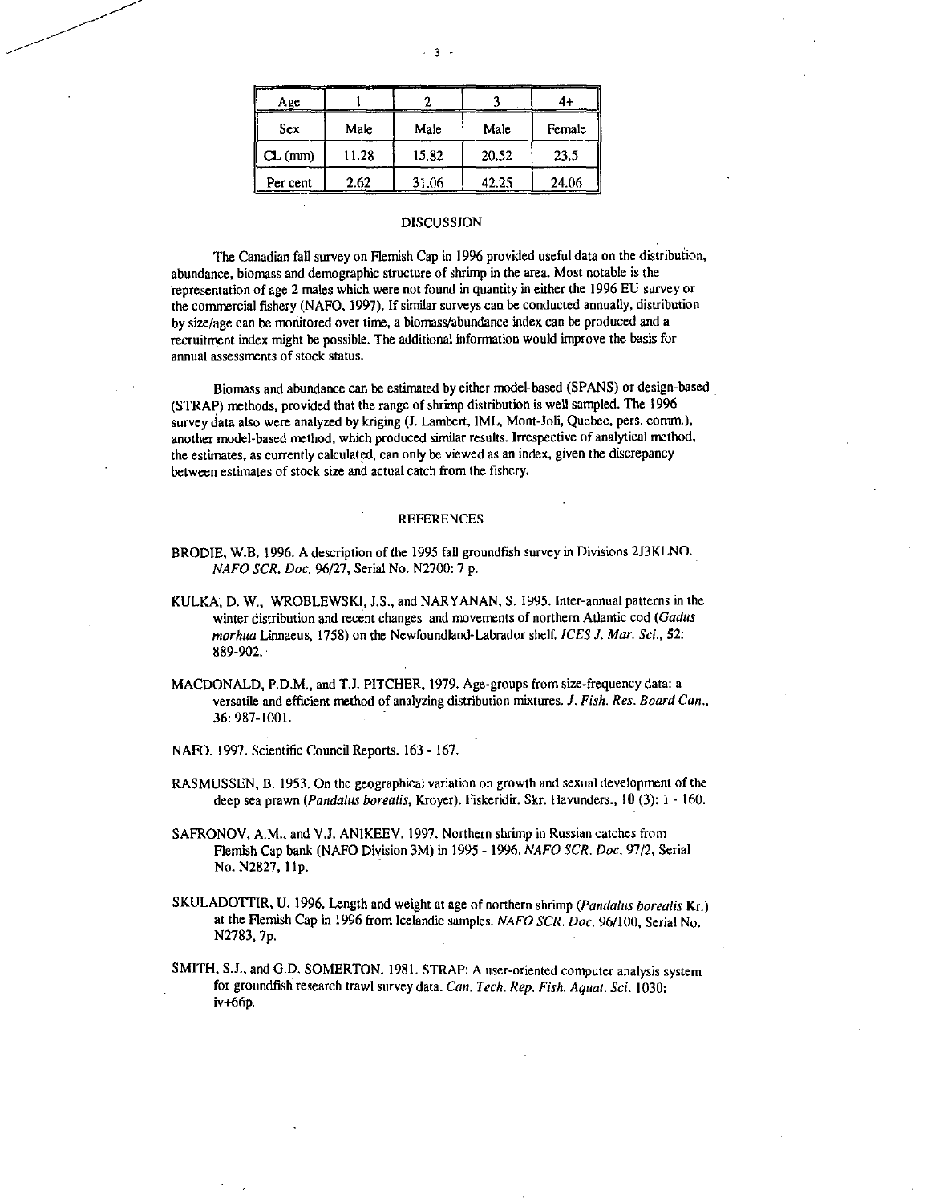| Age | 1 | 2 | 3 | 4+ |
|---|---|---|---|---|
| Sex | Male | Male | Male | Female |
| CL (mm) | 11.28 | 15.82 | 20.52 | 23.5 |
| Per cent | 2.62 | 31.06 | 42.25 | 24.06 |

## DISCUSSION

The Canadian fall survey on Flemish Cap in 1996 provided useful data on the distribution, abundance, biomass and demographic structure of shrimp in the area. Most notable is the representation of age 2 males which were not found in quantity in either the 1996 EU survey or the commercial fishery (NAFO, 1997). If similar surveys can be conducted annually, distribution by size/age can be monitored over time, a biomass/abundance index can be produced and a recruitment index might be possible. The additional information would improve the basis for annual assessments of stock status.

Biomass and abundance can be estimated by either model-based (SPANS) or design-based (STRAP) methods, provided that the range of shrimp distribution is well sampled. The 1996 survey data also were analyzed by kriging (J. Lambert, IML, Mont-Joli, Quebec, pers. comm.), another model-based method, which produced similar results. Irrespective of analytical method, the estimates, as currently calculated, can only be viewed as an index, given the discrepancy between estimates of stock size and actual catch from the fishery.

## REFERENCES

BRODIE, W.B. 1996. A description of the 1995 fall groundfish survey in Divisions 2J3KLNO. *NAFO SCR. Doc.* 96/27, Serial No. N2700: 7 p.

KULKA, D. W., WROBLEWSKI, J.S., and NARYANAN, S. 1995. Inter-annual patterns in the winter distribution and recent changes and movements of northern Atlantic cod (*Gadus morhua* Linnaeus, 1758) on the Newfoundland-Labrador shelf. *ICES J. Mar. Sci.*, **52**: 889-902.

MACDONALD, P.D.M., and T.J. PITCHER, 1979. Age-groups from size-frequency data: a versatile and efficient method of analyzing distribution mixtures. *J. Fish. Res. Board Can.*, **36**: 987-1001.

NAFO. 1997. Scientific Council Reports. 163 - 167.

RASMUSSEN, B. 1953. On the geographical variation on growth and sexual development of the deep sea prawn (*Pandalus borealis*, Kroyer). Fiskeridir. Skr. Havunders., **10** (3): 1 - 160.

SAFRONOV, A.M., and V.J. ANIKEEV. 1997. Northern shrimp in Russian catches from Flemish Cap bank (NAFO Division 3M) in 1995 - 1996. *NAFO SCR. Doc.* 97/2, Serial No. N2827, 11p.

SKULADOTTIR, U. 1996. Length and weight at age of northern shrimp (*Pandalus borealis* Kr.) at the Flemish Cap in 1996 from Icelandic samples. *NAFO SCR. Doc.* 96/100, Serial No. N2783, 7p.

SMITH, S.J., and G.D. SOMERTON. 1981. STRAP: A user-oriented computer analysis system for groundfish research trawl survey data. *Can. Tech. Rep. Fish. Aquat. Sci.* 1030: iv+66p.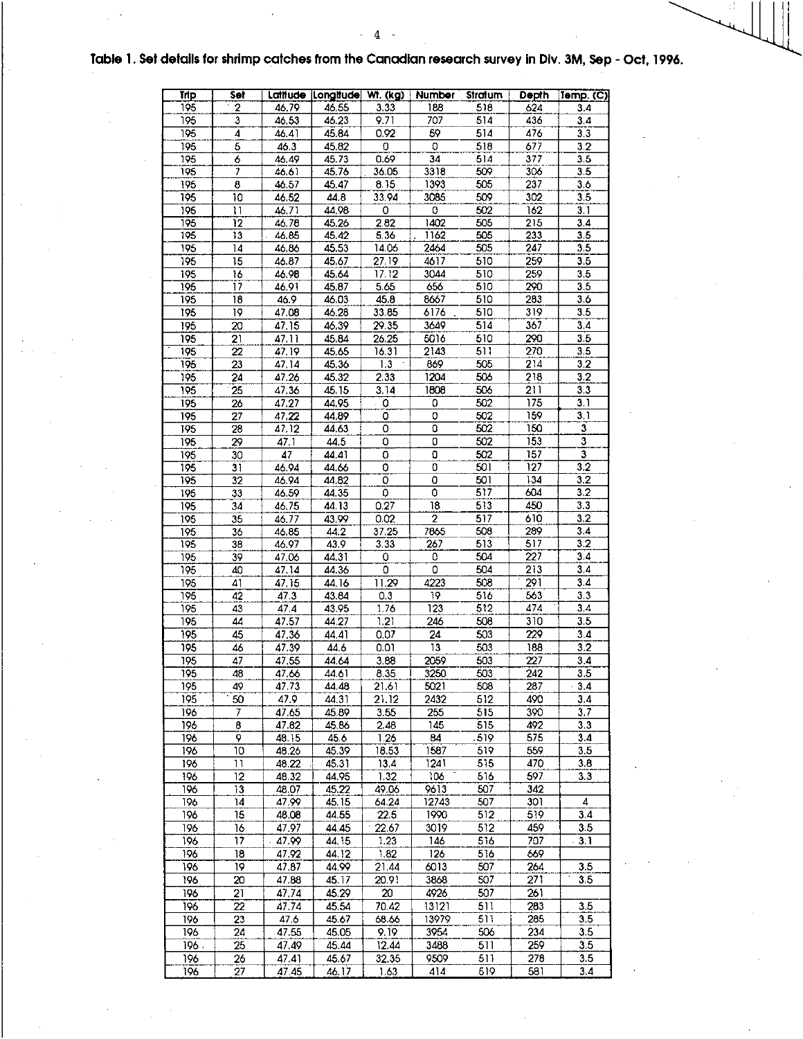**Table 1. Set details for shrimp catches from the Canadian research survey in Div. 3M, Sep - Oct, 1996.**

| Trip | Set | Latitude | Longitude | Wt. (kg) | Number | Stratum | Depth | Temp. (C) |
|---|---|---|---|---|---|---|---|---|
| 195 | 2 | 46.79 | 46.55 | 3.33 | 188 | 518 | 624 | 3.4 |
| 195 | 3 | 46.53 | 46.23 | 9.71 | 707 | 514 | 436 | 3.4 |
| 195 | 4 | 46.41 | 45.84 | 0.92 | 59 | 514 | 476 | 3.3 |
| 195 | 5 | 46.3 | 45.82 | 0 | 0 | 518 | 677 | 3.2 |
| 195 | 6 | 46.49 | 45.73 | 0.69 | 34 | 514 | 377 | 3.5 |
| 195 | 7 | 46.61 | 45.76 | 36.05 | 3318 | 509 | 306 | 3.5 |
| 195 | 8 | 46.57 | 45.47 | 8.15 | 1393 | 505 | 237 | 3.6 |
| 195 | 10 | 46.52 | 44.8 | 33.94 | 3085 | 509 | 302 | 3.5 |
| 195 | 11 | 46.71 | 44.98 | 0 | 0 | 502 | 162 | 3.1 |
| 195 | 12 | 46.78 | 45.26 | 2.82 | 1402 | 505 | 215 | 3.4 |
| 195 | 13 | 46.85 | 45.42 | 5.36 | 1162 | 505 | 233 | 3.5 |
| 195 | 14 | 46.86 | 45.53 | 14.06 | 2464 | 505 | 247 | 3.5 |
| 195 | 15 | 46.87 | 45.67 | 27.19 | 4617 | 510 | 259 | 3.5 |
| 195 | 16 | 46.98 | 45.64 | 17.12 | 3044 | 510 | 259 | 3.5 |
| 195 | 17 | 46.91 | 45.87 | 5.65 | 656 | 510 | 290 | 3.5 |
| 195 | 18 | 46.9 | 46.03 | 45.8 | 8667 | 510 | 283 | 3.6 |
| 195 | 19 | 47.08 | 46.28 | 33.85 | 6176 | 510 | 319 | 3.5 |
| 195 | 20 | 47.15 | 46.39 | 29.35 | 3649 | 514 | 367 | 3.4 |
| 195 | 21 | 47.11 | 45.84 | 26.25 | 5016 | 510 | 290 | 3.5 |
| 195 | 22 | 47.19 | 45.65 | 16.31 | 2143 | 511 | 270 | 3.5 |
| 195 | 23 | 47.14 | 45.36 | 1.3 | 869 | 505 | 214 | 3.2 |
| 195 | 24 | 47.26 | 45.32 | 2.33 | 1204 | 506 | 218 | 3.2 |
| 195 | 25 | 47.36 | 45.15 | 3.14 | 1808 | 506 | 211 | 3.3 |
| 195 | 26 | 47.27 | 44.95 | 0 | 0 | 502 | 175 | 3.1 |
| 195 | 27 | 47.22 | 44.89 | 0 | 0 | 502 | 159 | 3.1 |
| 195 | 28 | 47.12 | 44.63 | 0 | 0 | 502 | 150 | 3 |
| 195 | 29 | 47.1 | 44.5 | 0 | 0 | 502 | 153 | 3 |
| 195 | 30 | 47 | 44.41 | 0 | 0 | 502 | 157 | 3 |
| 195 | 31 | 46.94 | 44.66 | 0 | 0 | 501 | 127 | 3.2 |
| 195 | 32 | 46.94 | 44.82 | 0 | 0 | 501 | 134 | 3.2 |
| 195 | 33 | 46.59 | 44.35 | 0 | 0 | 517 | 604 | 3.2 |
| 195 | 34 | 46.75 | 44.13 | 0.27 | 18 | 513 | 450 | 3.3 |
| 195 | 35 | 46.77 | 43.99 | 0.02 | 2 | 517 | 610 | 3.2 |
| 195 | 36 | 46.85 | 44.2 | 37.25 | 7865 | 508 | 289 | 3.4 |
| 195 | 38 | 46.97 | 43.9 | 3.33 | 267 | 513 | 517 | 3.2 |
| 195 | 39 | 47.06 | 44.31 | 0 | 0 | 504 | 227 | 3.4 |
| 195 | 40 | 47.14 | 44.36 | 0 | 0 | 504 | 213 | 3.4 |
| 195 | 41 | 47.15 | 44.16 | 11.29 | 4223 | 508 | 291 | 3.4 |
| 195 | 42 | 47.3 | 43.84 | 0.3 | 19 | 516 | 563 | 3.3 |
| 195 | 43 | 47.4 | 43.95 | 1.76 | 123 | 512 | 474 | 3.4 |
| 195 | 44 | 47.57 | 44.27 | 1.21 | 246 | 508 | 310 | 3.5 |
| 195 | 45 | 47.36 | 44.41 | 0.07 | 24 | 503 | 229 | 3.4 |
| 195 | 46 | 47.39 | 44.6 | 0.01 | 13 | 503 | 188 | 3.2 |
| 195 | 47 | 47.55 | 44.64 | 3.88 | 2059 | 503 | 227 | 3.4 |
| 195 | 48 | 47.66 | 44.61 | 8.35 | 3250 | 503 | 242 | 3.5 |
| 195 | 49 | 47.73 | 44.48 | 21.61 | 5021 | 508 | 287 | 3.4 |
| 195 | 50 | 47.9 | 44.31 | 21.12 | 2432 | 512 | 490 | 3.4 |
| 196 | 7 | 47.65 | 45.89 | 3.55 | 255 | 515 | 390 | 3.7 |
| 196 | 8 | 47.82 | 45.86 | 2.48 | 145 | 515 | 492 | 3.3 |
| 196 | 9 | 48.15 | 45.6 | 1.26 | 84 | 519 | 575 | 3.4 |
| 196 | 10 | 48.26 | 45.39 | 18.53 | 1587 | 519 | 559 | 3.5 |
| 196 | 11 | 48.22 | 45.31 | 13.4 | 1241 | 515 | 470 | 3.8 |
| 196 | 12 | 48.32 | 44.95 | 1.32 | 106 | 516 | 597 | 3.3 |
| 196 | 13 | 48.07 | 45.22 | 49.06 | 9613 | 507 | 342 | |
| 196 | 14 | 47.99 | 45.15 | 64.24 | 12743 | 507 | 301 | 4 |
| 196 | 15 | 48.08 | 44.55 | 22.5 | 1990 | 512 | 519 | 3.4 |
| 196 | 16 | 47.97 | 44.45 | 22.67 | 3019 | 512 | 459 | 3.5 |
| 196 | 17 | 47.99 | 44.15 | 1.23 | 146 | 516 | 707 | 3.1 |
| 196 | 18 | 47.92 | 44.12 | 1.82 | 126 | 516 | 669 | |
| 196 | 19 | 47.87 | 44.99 | 21.44 | 6013 | 507 | 264 | 3.5 |
| 196 | 20 | 47.88 | 45.17 | 20.91 | 3868 | 507 | 271 | 3.5 |
| 196 | 21 | 47.74 | 45.29 | 20 | 4926 | 507 | 261 | |
| 196 | 22 | 47.74 | 45.54 | 70.42 | 13121 | 511 | 283 | 3.5 |
| 196 | 23 | 47.6 | 45.67 | 68.66 | 13979 | 511 | 285 | 3.5 |
| 196 | 24 | 47.55 | 45.05 | 9.19 | 3954 | 506 | 234 | 3.5 |
| 196 | 25 | 47.49 | 45.44 | 12.44 | 3488 | 511 | 259 | 3.5 |
| 196 | 26 | 47.41 | 45.67 | 32.35 | 9509 | 511 | 278 | 3.5 |
| 196 | 27 | 47.45 | 46.17 | 1.63 | 414 | 519 | 581 | 3.4 |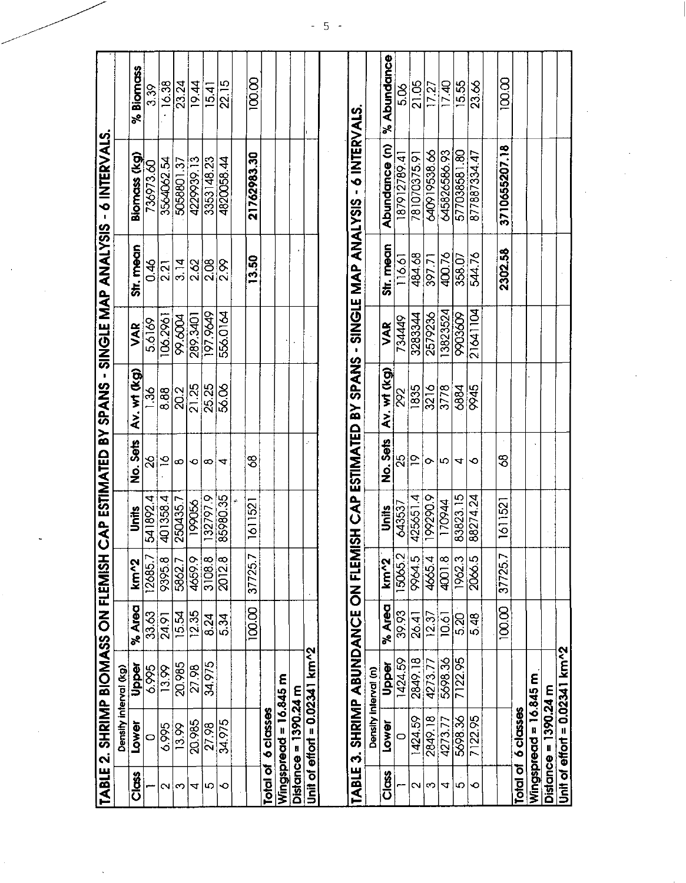## TABLE 2. SHRIMP BIOMASS ON FLEMISH CAP ESTIMATED BY SPANS - SINGLE MAP ANALYSIS - 6 INTERVALS.

| Class | Density interval (kg) Lower | Upper | % Area | km^2 | Units | No. Sets | Av. wt (kg) | VAR | Str. mean | Biomass (kg) | % Biomass |
|---|---|---|---|---|---|---|---|---|---|---|---|
| 1 | 0 | 6.995 | 33.63 | 12685.7 | 541892.4 | 26 | 1.36 | 5.6169 | 0.46 | 736973.60 | 3.39 |
| 2 | 6.995 | 13.99 | 24.91 | 9395.8 | 401358.4 | 16 | 8.88 | 106.2961 | 2.21 | 3564062.54 | 16.38 |
| 3 | 13.99 | 20.985 | 15.54 | 5862.7 | 250435.7 | 8 | 20.2 | 99.6004 | 3.14 | 5058801.37 | 23.24 |
| 4 | 20.985 | 27.98 | 12.35 | 4659.9 | 199056 | 6 | 21.25 | 289.3401 | 2.62 | 4229939.13 | 19.44 |
| 5 | 27.98 | 34.975 | 8.24 | 3108.8 | 132797.9 | 8 | 25.25 | 197.9649 | 2.08 | 3353148.23 | 15.41 |
| 6 | 34.975 | | 5.34 | 2012.8 | 85980.35 | 4 | 56.06 | 556.0164 | 2.99 | 4820058.44 | 22.15 |
| | | | 100.00 | 37725.7 | 1611521 | 68 | | | 13.50 | 21762983.30 | 100.00 |

Total of 6 classes
Wingspread = 16.845 m
Distance = 1390.24 m
Unit of effort = 0.02341 km^2

## TABLE 3. SHRIMP ABUNDANCE ON FLEMISH CAP ESTIMATED BY SPANS - SINGLE MAP ANALYSIS - 6 INTERVALS.

| Class | Density interval (n) Lower | Upper | % Area | km^2 | Units | No. Sets | Av. wt (kg) | VAR | Str. mean | Abundance (n) | % Abundance |
|---|---|---|---|---|---|---|---|---|---|---|---|
| 1 | 0 | 1424.59 | 39.93 | 15065.2 | 643537 | 25 | 292 | 734449 | 116.61 | 187912789.41 | 5.06 |
| 2 | 1424.59 | 2849.18 | 26.41 | 9964.5 | 425651.4 | 19 | 1835 | 3283344 | 484.68 | 781070375.91 | 21.05 |
| 3 | 2849.18 | 4273.77 | 12.37 | 4665.4 | 199290.9 | 9 | 3216 | 2579236 | 397.71 | 640919538.66 | 17.27 |
| 4 | 4273.77 | 5698.36 | 10.61 | 4001.8 | 170944 | 5 | 3778 | 13823524 | 400.76 | 645826586.93 | 17.40 |
| 5 | 5698.36 | 7122.95 | 5.20 | 1962.3 | 83823.15 | 4 | 6884 | 9903609 | 358.07 | 577038581.80 | 15.55 |
| 6 | 7122.95 | | 5.48 | 2066.5 | 88274.24 | 6 | 9945 | 21641104 | 544.76 | 877887334.47 | 23.66 |
| | | | 100.00 | 37725.7 | 1611521 | 68 | | | 2302.58 | 3710655207.18 | 100.00 |

Total of 6 classes
Wingspread = 16.845 m.
Distance = 1390.24 m
Unit of effort = 0.02341 km^2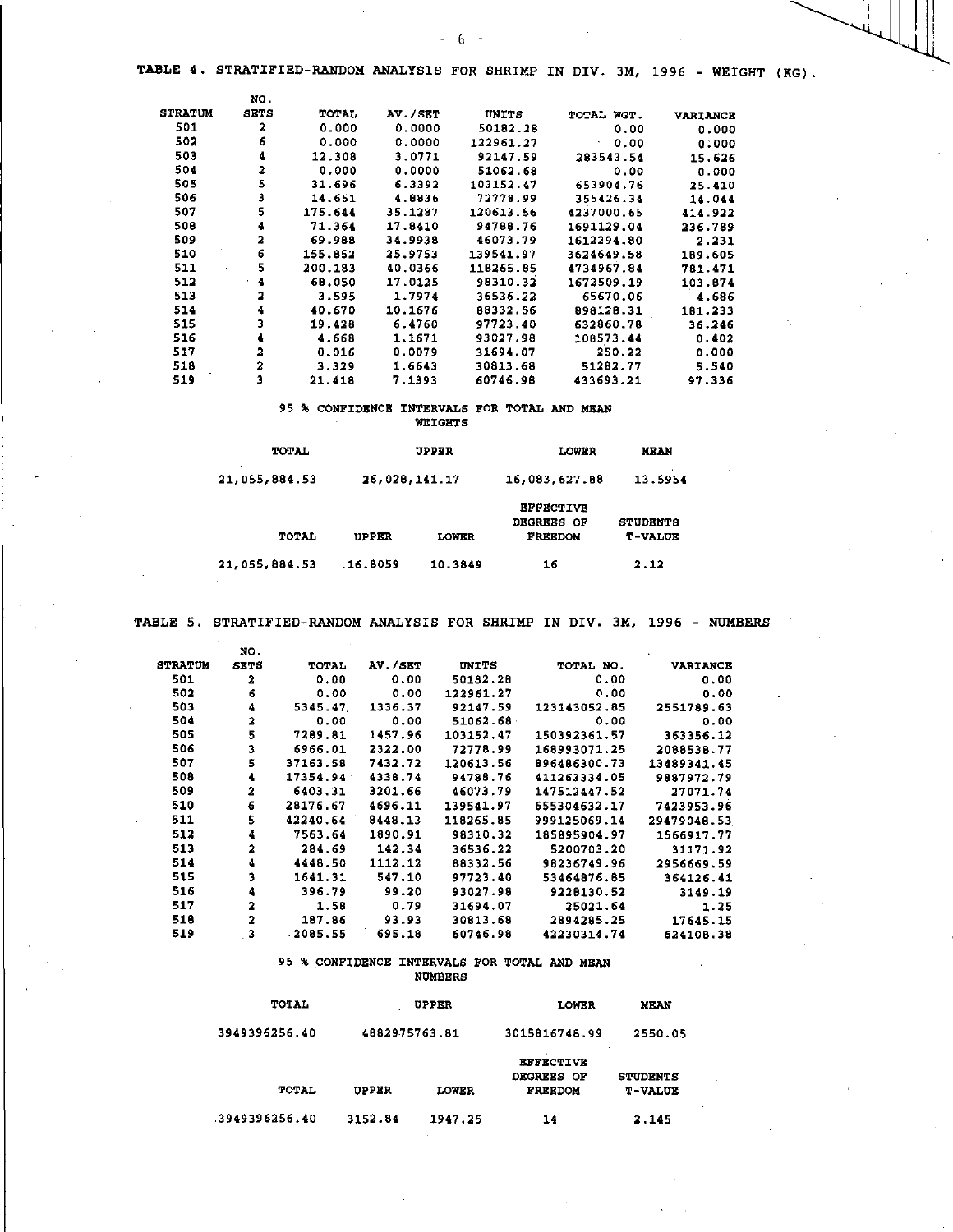TABLE 4. STRATIFIED-RANDOM ANALYSIS FOR SHRIMP IN DIV. 3M, 1996 - WEIGHT (KG).

| STRATUM | NO. SETS | TOTAL | AV./SET | UNITS | TOTAL WGT. | VARIANCE |
|---|---|---|---|---|---|---|
| 501 | 2 | 0.000 | 0.0000 | 50182.28 | 0.00 | 0.000 |
| 502 | 6 | 0.000 | 0.0000 | 122961.27 | 0.00 | 0.000 |
| 503 | 4 | 12.308 | 3.0771 | 92147.59 | 283543.54 | 15.626 |
| 504 | 2 | 0.000 | 0.0000 | 51062.68 | 0.00 | 0.000 |
| 505 | 5 | 31.696 | 6.3392 | 103152.47 | 653904.76 | 25.410 |
| 506 | 3 | 14.651 | 4.8836 | 72778.99 | 355426.34 | 14.044 |
| 507 | 5 | 175.644 | 35.1287 | 120613.56 | 4237000.65 | 414.922 |
| 508 | 4 | 71.364 | 17.8410 | 94788.76 | 1691129.04 | 236.789 |
| 509 | 2 | 69.988 | 34.9938 | 46073.79 | 1612294.80 | 2.231 |
| 510 | 6 | 155.852 | 25.9753 | 139541.97 | 3624649.58 | 189.605 |
| 511 | 5 | 200.183 | 40.0366 | 118265.85 | 4734967.84 | 781.471 |
| 512 | 4 | 68.050 | 17.0125 | 98310.32 | 1672509.19 | 103.874 |
| 513 | 2 | 3.595 | 1.7974 | 36536.22 | 65670.06 | 4.686 |
| 514 | 4 | 40.670 | 10.1676 | 88332.56 | 898128.31 | 181.233 |
| 515 | 3 | 19.428 | 6.4760 | 97723.40 | 632860.78 | 36.246 |
| 516 | 4 | 4.668 | 1.1671 | 93027.98 | 108573.44 | 0.402 |
| 517 | 2 | 0.016 | 0.0079 | 31694.07 | 250.22 | 0.000 |
| 518 | 2 | 3.329 | 1.6643 | 30813.68 | 51282.77 | 5.540 |
| 519 | 3 | 21.418 | 7.1393 | 60746.98 | 433693.21 | 97.336 |

95 % CONFIDENCE INTERVALS FOR TOTAL AND MEAN WEIGHTS

| TOTAL | UPPER | LOWER | MEAN |
|---|---|---|---|
| 21,055,884.53 | 26,028,141.17 | 16,083,627.88 | 13.5954 |

| TOTAL | UPPER | LOWER | EFFECTIVE DEGREES OF FREEDOM | STUDENTS T-VALUE |
|---|---|---|---|---|
| 21,055,884.53 | 16.8059 | 10.3849 | 16 | 2.12 |

TABLE 5. STRATIFIED-RANDOM ANALYSIS FOR SHRIMP IN DIV. 3M, 1996 - NUMBERS

| STRATUM | NO. SETS | TOTAL | AV./SET | UNITS | TOTAL NO. | VARIANCE |
|---|---|---|---|---|---|---|
| 501 | 2 | 0.00 | 0.00 | 50182.28 | 0.00 | 0.00 |
| 502 | 6 | 0.00 | 0.00 | 122961.27 | 0.00 | 0.00 |
| 503 | 4 | 5345.47 | 1336.37 | 92147.59 | 123143052.85 | 2551789.63 |
| 504 | 2 | 0.00 | 0.00 | 51062.68 | 0.00 | 0.00 |
| 505 | 5 | 7289.81 | 1457.96 | 103152.47 | 150392361.57 | 363356.12 |
| 506 | 3 | 6966.01 | 2322.00 | 72778.99 | 168993071.25 | 2088538.77 |
| 507 | 5 | 37163.58 | 7432.72 | 120613.56 | 896486300.73 | 13489341.45 |
| 508 | 4 | 17354.94 | 4338.74 | 94788.76 | 411263334.05 | 9887972.79 |
| 509 | 2 | 6403.31 | 3201.66 | 46073.79 | 147512447.52 | 27071.74 |
| 510 | 6 | 28176.67 | 4696.11 | 139541.97 | 655304632.17 | 7423953.96 |
| 511 | 5 | 42240.64 | 8448.13 | 118265.85 | 999125069.14 | 29479048.53 |
| 512 | 4 | 7563.64 | 1890.91 | 98310.32 | 185895904.97 | 1566917.77 |
| 513 | 2 | 284.69 | 142.34 | 36536.22 | 5200703.20 | 31171.92 |
| 514 | 4 | 4448.50 | 1112.12 | 88332.56 | 98236749.96 | 2956669.59 |
| 515 | 3 | 1641.31 | 547.10 | 97723.40 | 53464876.85 | 364126.41 |
| 516 | 4 | 396.79 | 99.20 | 93027.98 | 9228130.52 | 3149.19 |
| 517 | 2 | 1.58 | 0.79 | 31694.07 | 25021.64 | 1.25 |
| 518 | 2 | 187.86 | 93.93 | 30813.68 | 2894285.25 | 17645.15 |
| 519 | 3 | 2085.55 | 695.18 | 60746.98 | 42230314.74 | 624108.38 |

95 % CONFIDENCE INTERVALS FOR TOTAL AND MEAN NUMBERS

| TOTAL | UPPER | LOWER | MEAN |
|---|---|---|---|
| 3949396256.40 | 4882975763.81 | 3015816748.99 | 2550.05 |

| TOTAL | UPPER | LOWER | EFFECTIVE DEGREES OF FREEDOM | STUDENTS T-VALUE |
|---|---|---|---|---|
| 3949396256.40 | 3152.84 | 1947.25 | 14 | 2.145 |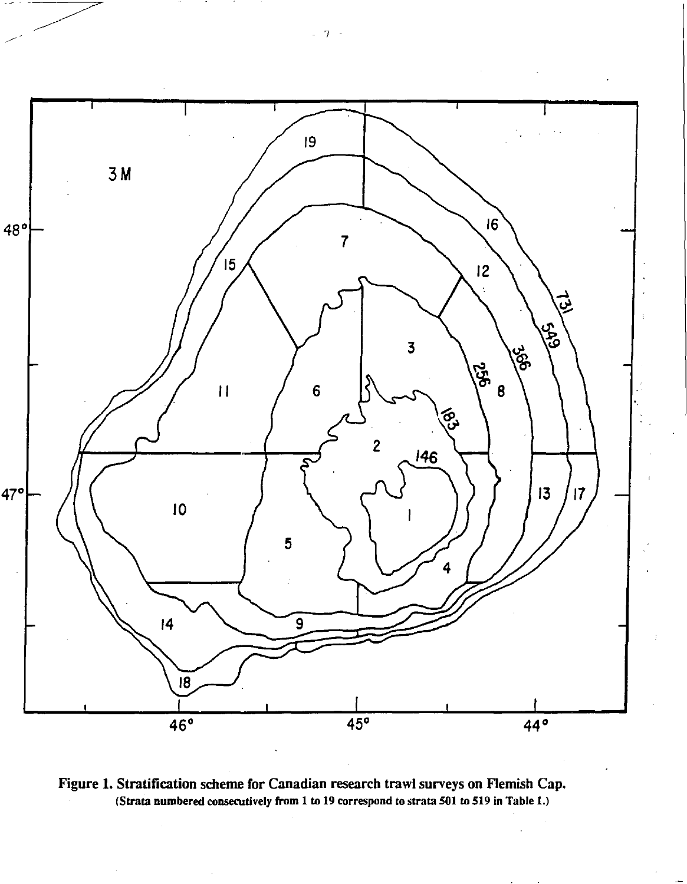**Figure 1. Stratification scheme for Canadian research trawl surveys on Flemish Cap.**
(Strata numbered consecutively from 1 to 19 correspond to strata 501 to 519 in Table 1.)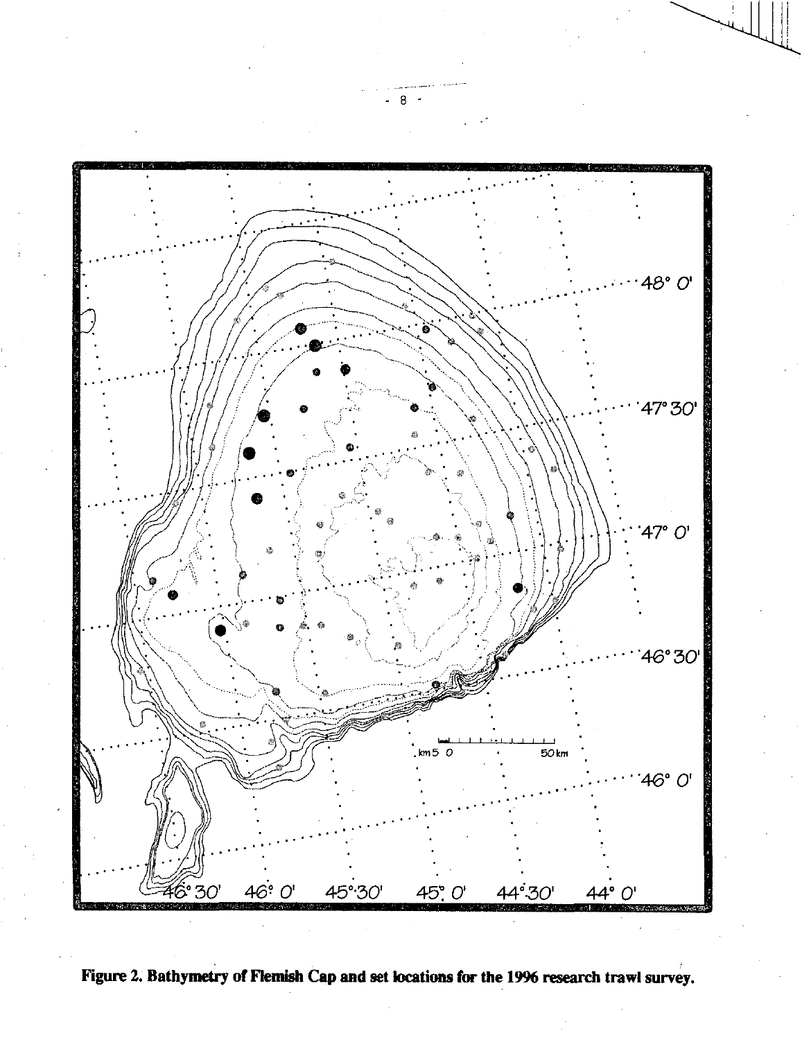Figure 2. Bathymetry of Flemish Cap and set locations for the 1996 research trawl survey.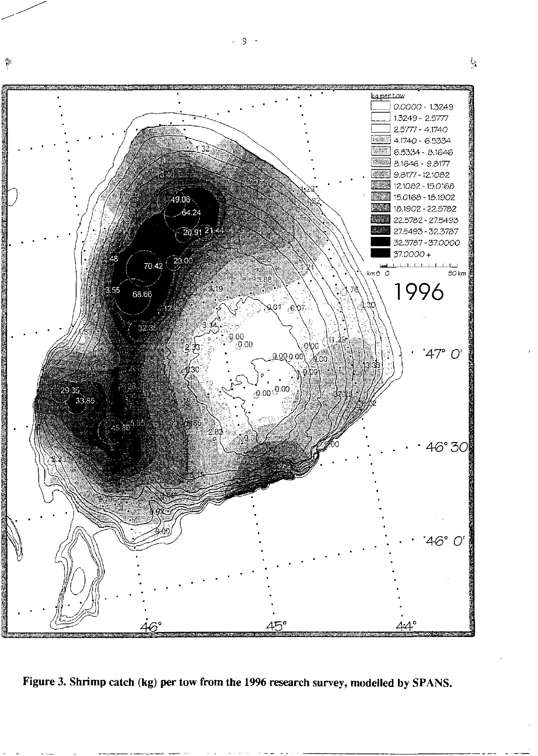**Figure 3. Shrimp catch (kg) per tow from the 1996 research survey, modelled by SPANS.**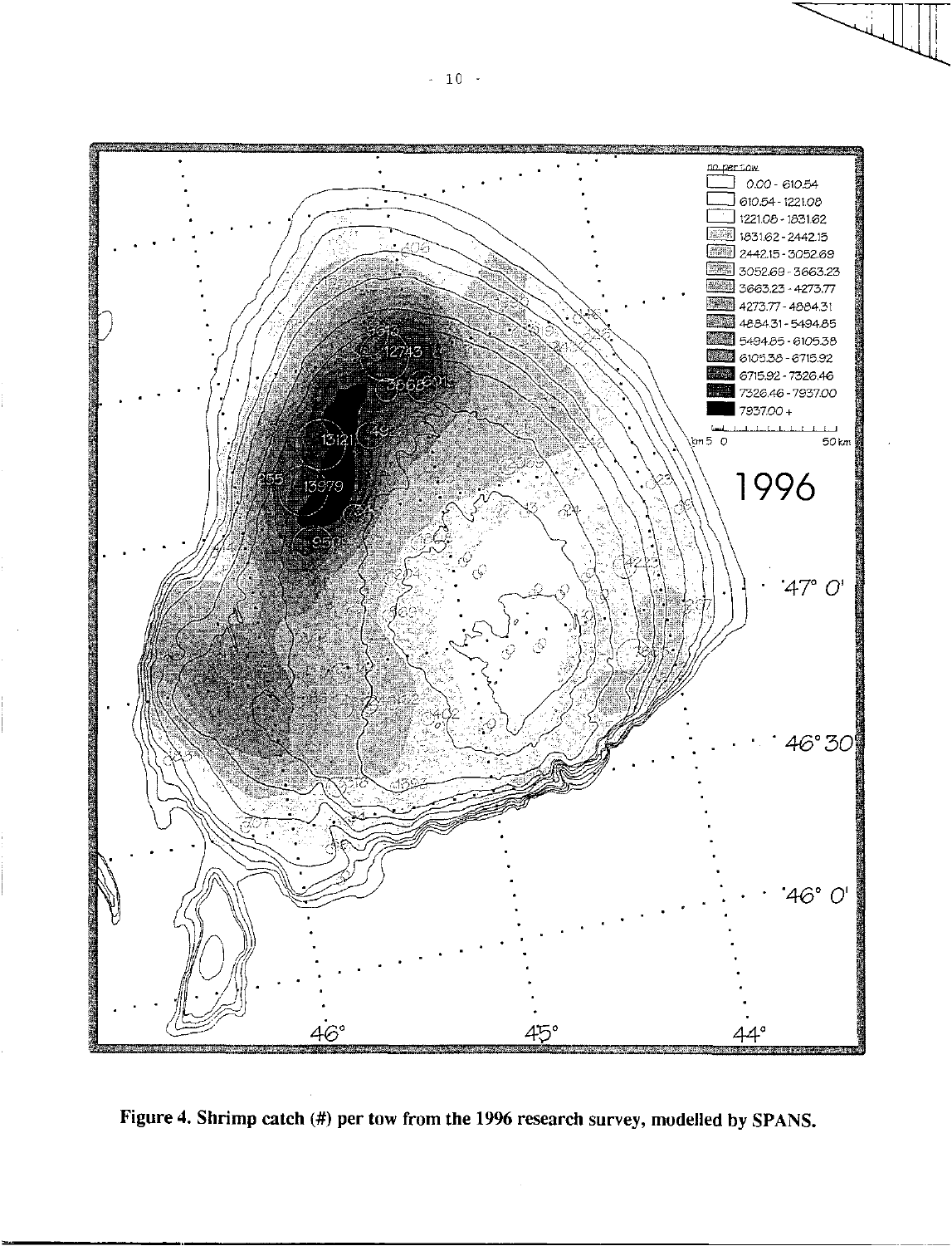Figure 4. Shrimp catch (#) per tow from the 1996 research survey, modelled by SPANS.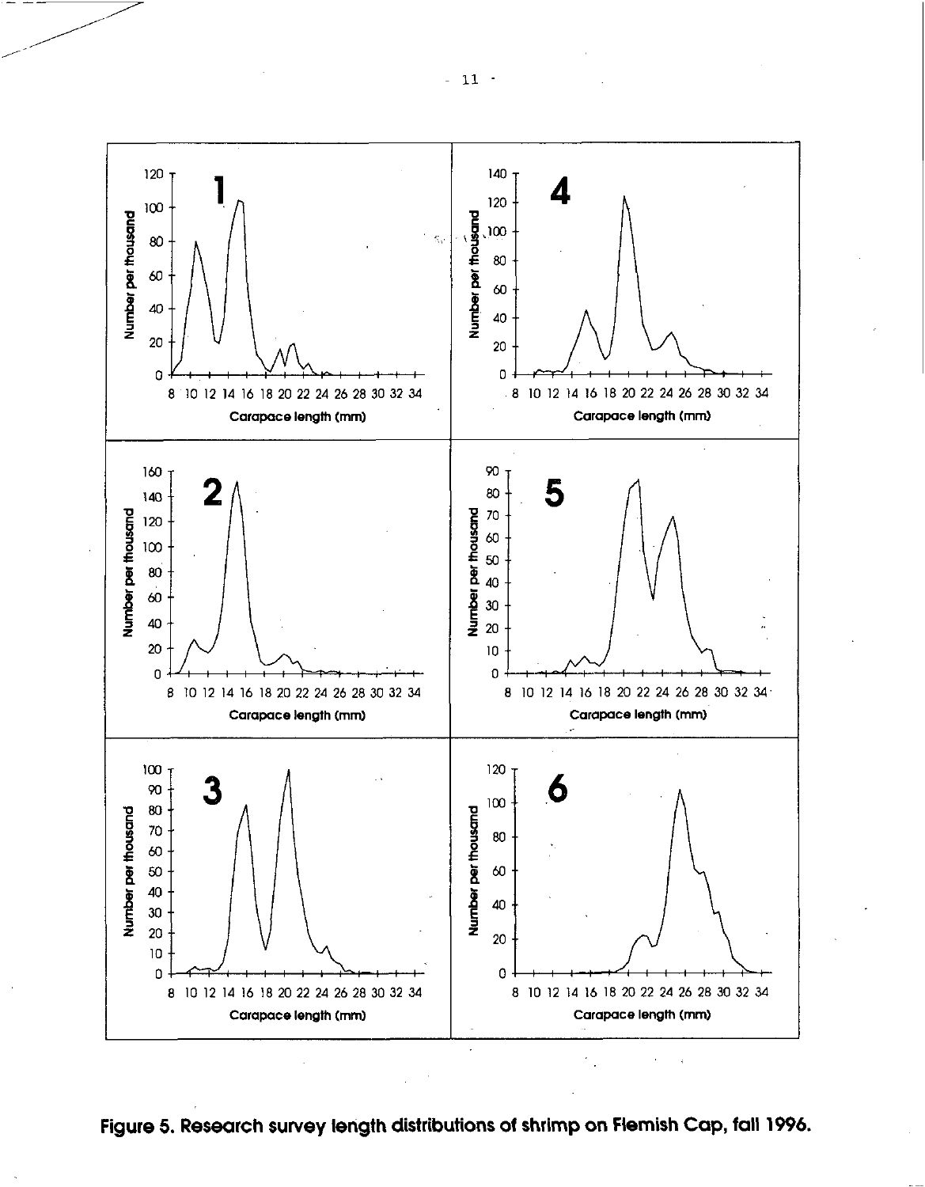**Figure 5. Research survey length distributions of shrimp on Flemish Cap, fall 1996.**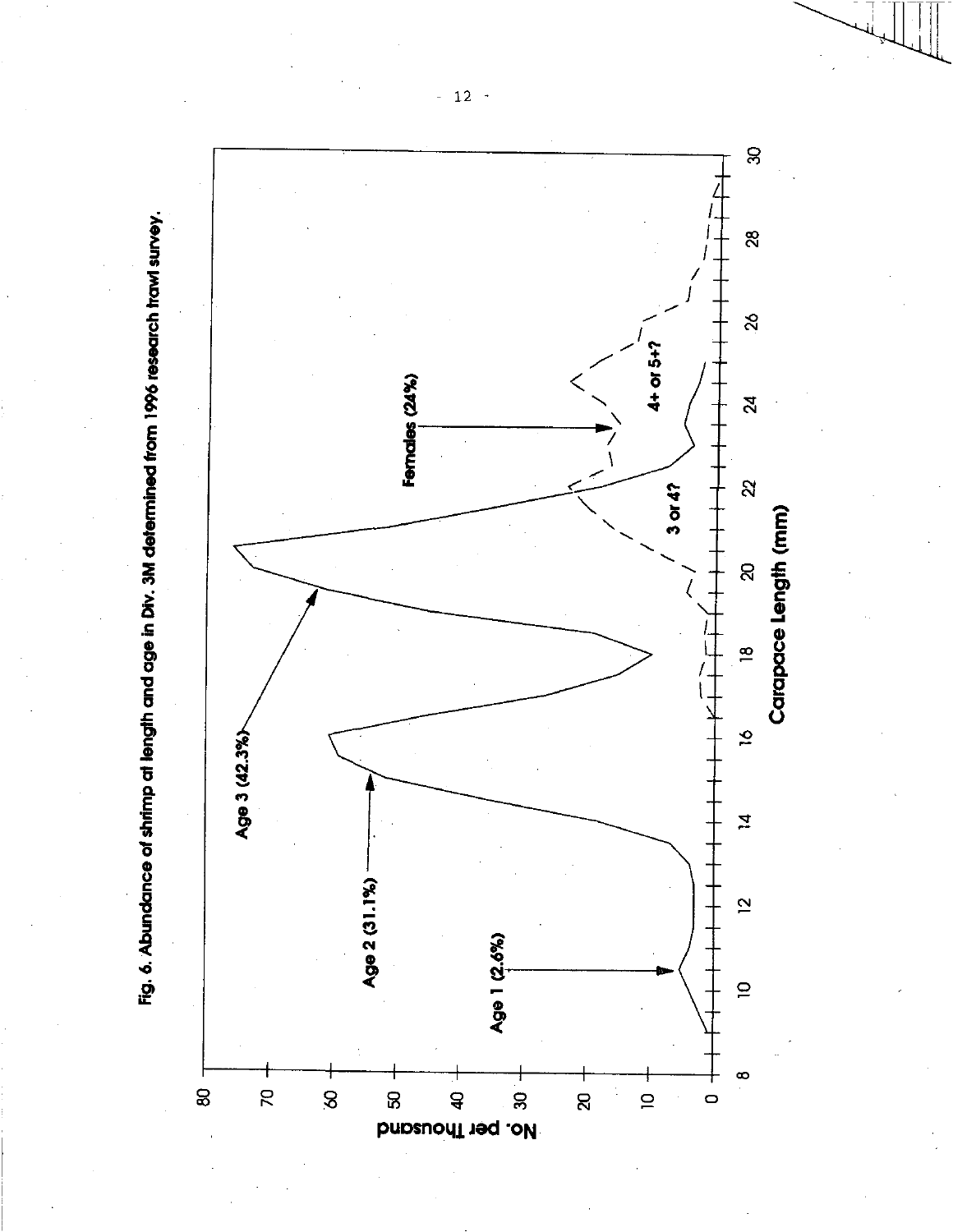Fig. 6. Abundance of shrimp at length and age in Div. 3M determined from 1996 research trawl survey.

No. per Thousand

0
10
20
30
40
50
60
70
80

Carapace Length (mm)

8
10
12
14
16
18
20
22
24
26
28
30

Age 1 (2.6%)

Age 2 (31.1%)

Age 3 (42.3%)

Females (24%)

3 or 4?

4+ or 5+?